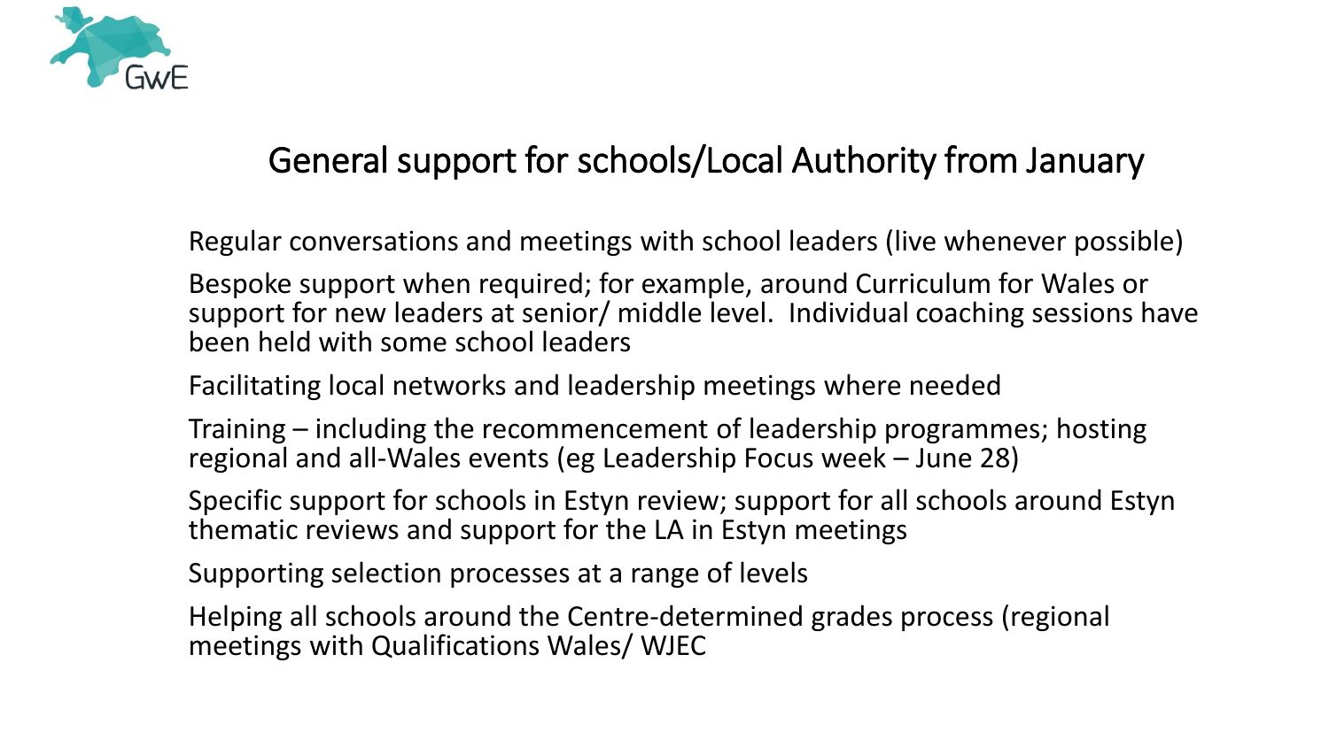# General support for schools/Local Authority from January

Regular conversations and meetings with school leaders (live whenever possible)

Bespoke support when required; for example, around Curriculum for Wales or support for new leaders at senior/ middle level. Individual coaching sessions have been held with some school leaders

Facilitating local networks and leadership meetings where needed

Training – including the recommencement of leadership programmes; hosting regional and all-Wales events (eg Leadership Focus week – June 28)

Specific support for schools in Estyn review; support for all schools around Estyn thematic reviews and support for the LA in Estyn meetings

Supporting selection processes at a range of levels

Helping all schools around the Centre-determined grades process (regional meetings with Qualifications Wales/ WJEC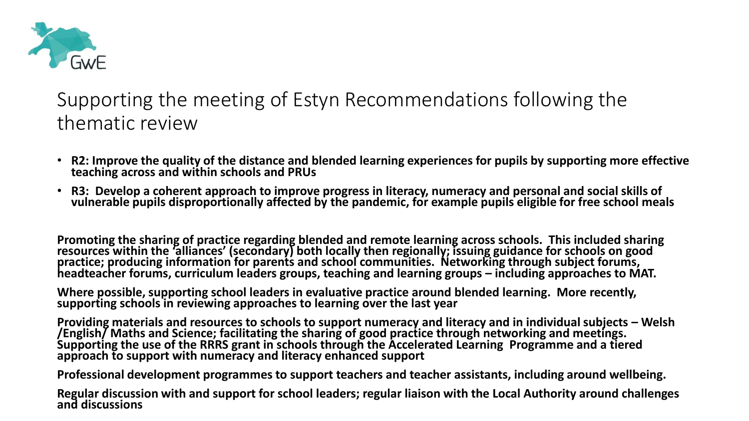GwE

# Supporting the meeting of Estyn Recommendations following the thematic review

- **R2: Improve the quality of the distance and blended learning experiences for pupils by supporting more effective teaching across and within schools and PRUs**
- **R3: Develop a coherent approach to improve progress in literacy, numeracy and personal and social skills of vulnerable pupils disproportionally affected by the pandemic, for example pupils eligible for free school meals**

**Promoting the sharing of practice regarding blended and remote learning across schools. This included sharing resources within the 'alliances' (secondary) both locally then regionally; issuing guidance for schools on good practice; producing information for parents and school communities. Networking through subject forums, headteacher forums, curriculum leaders groups, teaching and learning groups – including approaches to MAT.**

**Where possible, supporting school leaders in evaluative practice around blended learning. More recently, supporting schools in reviewing approaches to learning over the last year**

**Providing materials and resources to schools to support numeracy and literacy and in individual subjects – Welsh /English/ Maths and Science; facilitating the sharing of good practice through networking and meetings. Supporting the use of the RRRS grant in schools through the Accelerated Learning Programme and a tiered approach to support with numeracy and literacy enhanced support**

**Professional development programmes to support teachers and teacher assistants, including around wellbeing.**

**Regular discussion with and support for school leaders; regular liaison with the Local Authority around challenges and discussions**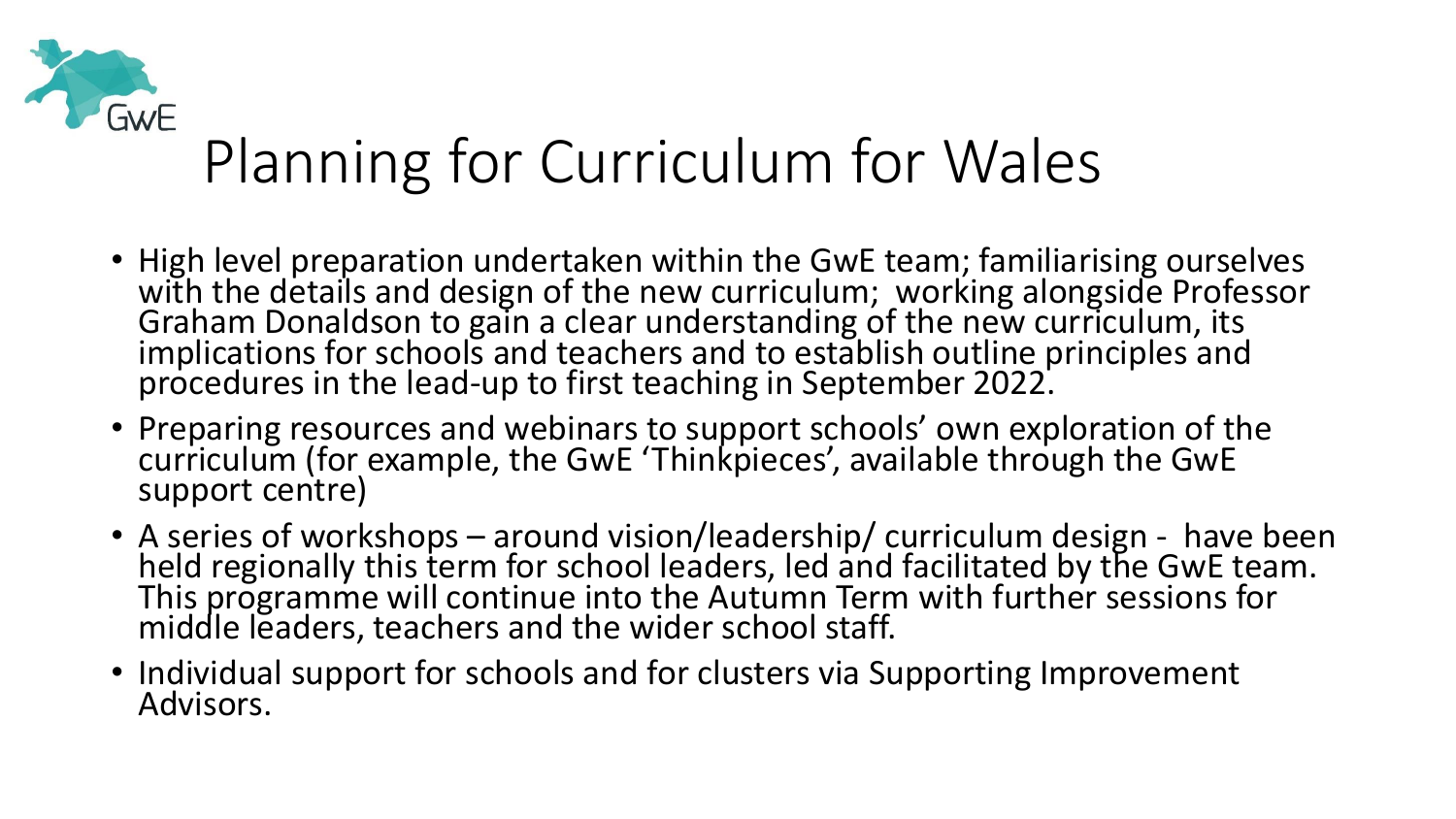# Planning for Curriculum for Wales

- High level preparation undertaken within the GwE team; familiarising ourselves with the details and design of the new curriculum; working alongside Professor Graham Donaldson to gain a clear understanding of the new curriculum, its implications for schools and teachers and to establish outline principles and procedures in the lead-up to first teaching in September 2022.
- Preparing resources and webinars to support schools' own exploration of the curriculum (for example, the GwE 'Thinkpieces', available through the GwE support centre)
- A series of workshops – around vision/leadership/ curriculum design - have been held regionally this term for school leaders, led and facilitated by the GwE team. This programme will continue into the Autumn Term with further sessions for middle leaders, teachers and the wider school staff.
- Individual support for schools and for clusters via Supporting Improvement Advisors.